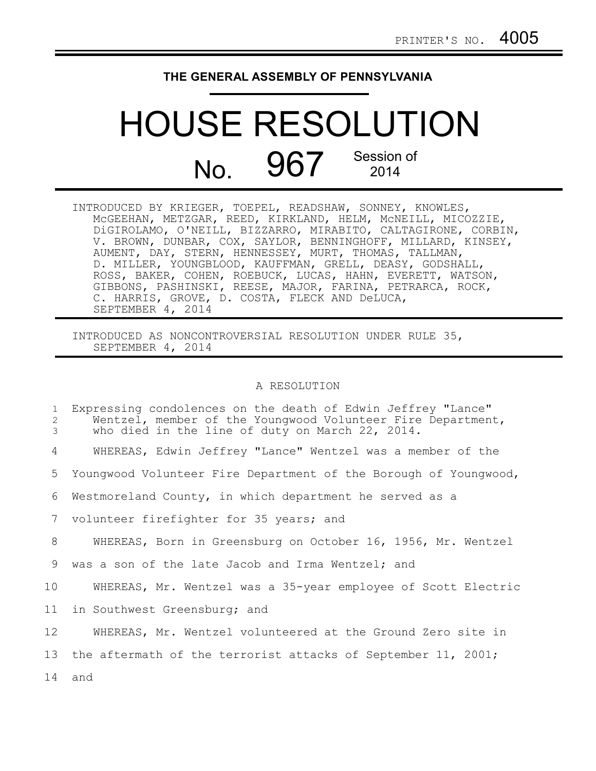PRINTER'S NO. 4005

**THE GENERAL ASSEMBLY OF PENNSYLVANIA**

# HOUSE RESOLUTION

## No. 967 Session of 2014

INTRODUCED BY KRIEGER, TOEPEL, READSHAW, SONNEY, KNOWLES, McGEEHAN, METZGAR, REED, KIRKLAND, HELM, McNEILL, MICOZZIE, DiGIROLAMO, O'NEILL, BIZZARRO, MIRABITO, CALTAGIRONE, CORBIN, V. BROWN, DUNBAR, COX, SAYLOR, BENNINGHOFF, MILLARD, KINSEY, AUMENT, DAY, STERN, HENNESSEY, MURT, THOMAS, TALLMAN, D. MILLER, YOUNGBLOOD, KAUFFMAN, GRELL, DEASY, GODSHALL, ROSS, BAKER, COHEN, ROEBUCK, LUCAS, HAHN, EVERETT, WATSON, GIBBONS, PASHINSKI, REESE, MAJOR, FARINA, PETRARCA, ROCK, C. HARRIS, GROVE, D. COSTA, FLECK AND DeLUCA, SEPTEMBER 4, 2014

INTRODUCED AS NONCONTROVERSIAL RESOLUTION UNDER RULE 35, SEPTEMBER 4, 2014

A RESOLUTION

Expressing condolences on the death of Edwin Jeffrey "Lance" Wentzel, member of the Youngwood Volunteer Fire Department, who died in the line of duty on March 22, 2014.

WHEREAS, Edwin Jeffrey "Lance" Wentzel was a member of the Youngwood Volunteer Fire Department of the Borough of Youngwood, Westmoreland County, in which department he served as a volunteer firefighter for 35 years; and

WHEREAS, Born in Greensburg on October 16, 1956, Mr. Wentzel was a son of the late Jacob and Irma Wentzel; and

WHEREAS, Mr. Wentzel was a 35-year employee of Scott Electric in Southwest Greensburg; and

WHEREAS, Mr. Wentzel volunteered at the Ground Zero site in the aftermath of the terrorist attacks of September 11, 2001; and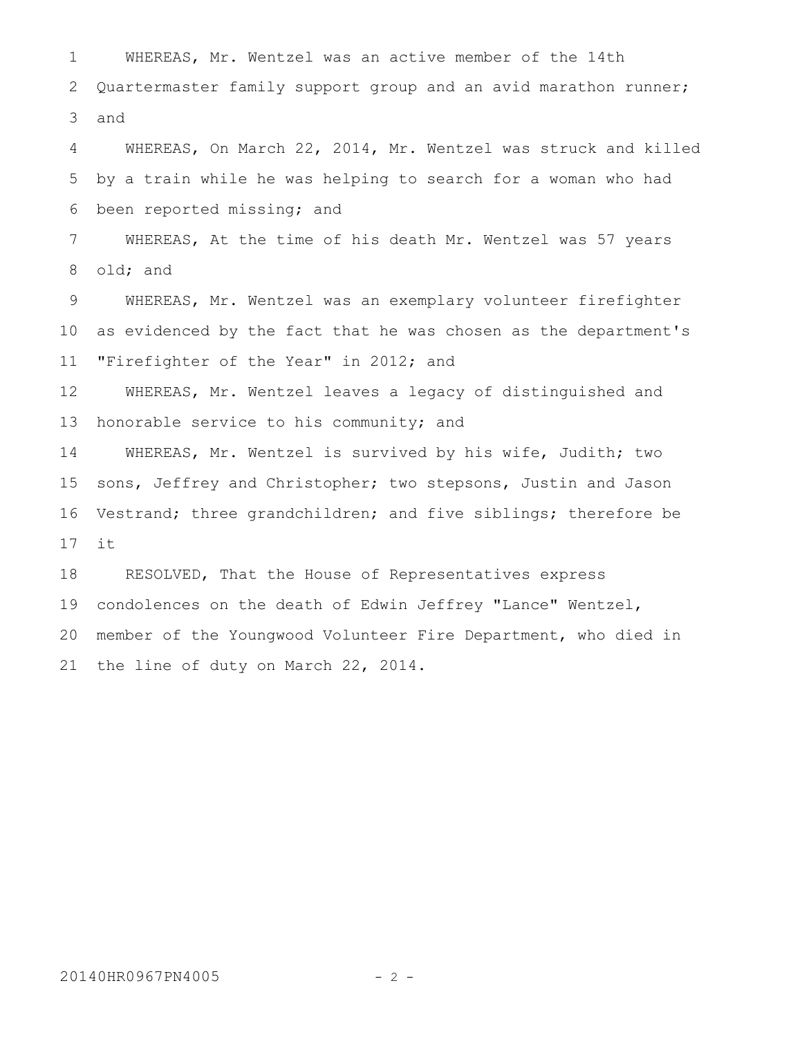WHEREAS, Mr. Wentzel was an active member of the 14th Quartermaster family support group and an avid marathon runner; and

WHEREAS, On March 22, 2014, Mr. Wentzel was struck and killed by a train while he was helping to search for a woman who had been reported missing; and

WHEREAS, At the time of his death Mr. Wentzel was 57 years old; and

WHEREAS, Mr. Wentzel was an exemplary volunteer firefighter as evidenced by the fact that he was chosen as the department's "Firefighter of the Year" in 2012; and

WHEREAS, Mr. Wentzel leaves a legacy of distinguished and honorable service to his community; and

WHEREAS, Mr. Wentzel is survived by his wife, Judith; two sons, Jeffrey and Christopher; two stepsons, Justin and Jason Vestrand; three grandchildren; and five siblings; therefore be it

RESOLVED, That the House of Representatives express condolences on the death of Edwin Jeffrey "Lance" Wentzel, member of the Youngwood Volunteer Fire Department, who died in the line of duty on March 22, 2014.